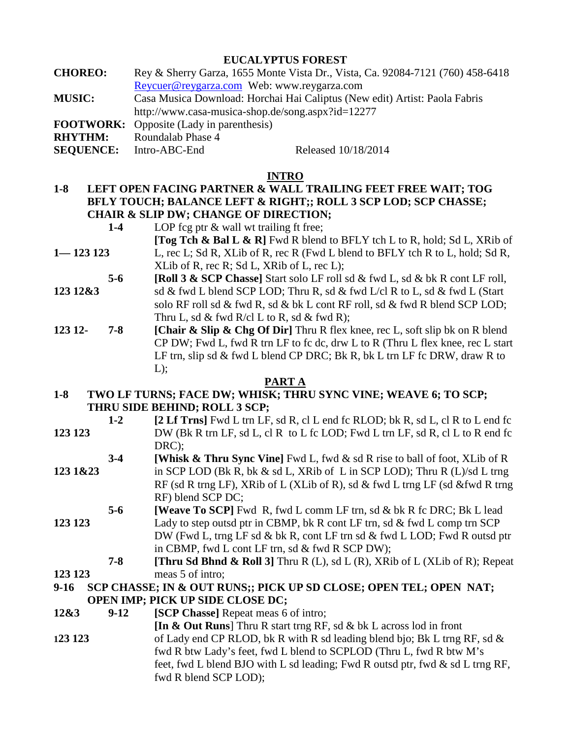# EUCALYPTUS FOREST

**CHOREO:** Rey & Sherry Garza, 1655 Monte Vista Dr., Vista, Ca. 92084-7121 (760) 458-6418
Reycuer@reygarza.com Web: www.reygarza.com

**MUSIC:** Casa Musica Download: Horchai Hai Caliptus (New edit) Artist: Paola Fabris
http://www.casa-musica-shop.de/song.aspx?id=12277

**FOOTWORK:** Opposite (Lady in parenthesis)

**RHYTHM:** Roundalab Phase 4

**SEQUENCE:** Intro-ABC-End Released 10/18/2014

## INTRO

**1-8 LEFT OPEN FACING PARTNER & WALL TRAILING FEET FREE WAIT; TOG BFLY TOUCH; BALANCE LEFT & RIGHT;; ROLL 3 SCP LOD; SCP CHASSE; CHAIR & SLIP DW; CHANGE OF DIRECTION;**

**1-4** LOP fcg ptr & wall wt trailing ft free;

**1— 123 123** **[Tog Tch & Bal L & R]** Fwd R blend to BFLY tch L to R, hold; Sd L, XRib of L, rec L; Sd R, XLib of R, rec R (Fwd L blend to BFLY tch R to L, hold; Sd R, XLib of R, rec R; Sd L, XRib of L, rec L);

**5-6**
**123 12&3** **[Roll 3 & SCP Chasse]** Start solo LF roll sd & fwd L, sd & bk R cont LF roll, sd & fwd L blend SCP LOD; Thru R, sd & fwd L/cl R to L, sd & fwd L (Start solo RF roll sd & fwd R, sd & bk L cont RF roll, sd & fwd R blend SCP LOD; Thru L, sd & fwd R/cl L to R, sd & fwd R);

**123 12- 7-8** **[Chair & Slip & Chg Of Dir]** Thru R flex knee, rec L, soft slip bk on R blend CP DW; Fwd L, fwd R trn LF to fc dc, drw L to R (Thru L flex knee, rec L start LF trn, slip sd & fwd L blend CP DRC; Bk R, bk L trn LF fc DRW, draw R to L);

## PART A

**1-8 TWO LF TURNS; FACE DW; WHISK; THRU SYNC VINE; WEAVE 6; TO SCP; THRU SIDE BEHIND; ROLL 3 SCP;**

**1-2**
**123 123** **[2 Lf Trns]** Fwd L trn LF, sd R, cl L end fc RLOD; bk R, sd L, cl R to L end fc DW (Bk R trn LF, sd L, cl R to L fc LOD; Fwd L trn LF, sd R, cl L to R end fc DRC);

**3-4**
**123 1&23** **[Whisk & Thru Sync Vine]** Fwd L, fwd & sd R rise to ball of foot, XLib of R in SCP LOD (Bk R, bk & sd L, XRib of L in SCP LOD); Thru R (L)/sd L trng RF (sd R trng LF), XRib of L (XLib of R), sd & fwd L trng LF (sd &fwd R trng RF) blend SCP DC;

**5-6**
**123 123** **[Weave To SCP]** Fwd R, fwd L comm LF trn, sd & bk R fc DRC; Bk L lead Lady to step outsd ptr in CBMP, bk R cont LF trn, sd & fwd L comp trn SCP DW (Fwd L, trng LF sd & bk R, cont LF trn sd & fwd L LOD; Fwd R outsd ptr in CBMP, fwd L cont LF trn, sd & fwd R SCP DW);

**7-8**
**123 123** **[Thru Sd Bhnd & Roll 3]** Thru R (L), sd L (R), XRib of L (XLib of R); Repeat meas 5 of intro;

**9-16 SCP CHASSE; IN & OUT RUNS;; PICK UP SD CLOSE; OPEN TEL; OPEN NAT; OPEN IMP; PICK UP SIDE CLOSE DC;**

**12&3 9-12** **[SCP Chasse]** Repeat meas 6 of intro;

**123 123** **[In & Out Runs]** Thru R start trng RF, sd & bk L across lod in front of Lady end CP RLOD, bk R with R sd leading blend bjo; Bk L trng RF, sd & fwd R btw Lady's feet, fwd L blend to SCPLOD (Thru L, fwd R btw M's feet, fwd L blend BJO with L sd leading; Fwd R outsd ptr, fwd & sd L trng RF, fwd R blend SCP LOD);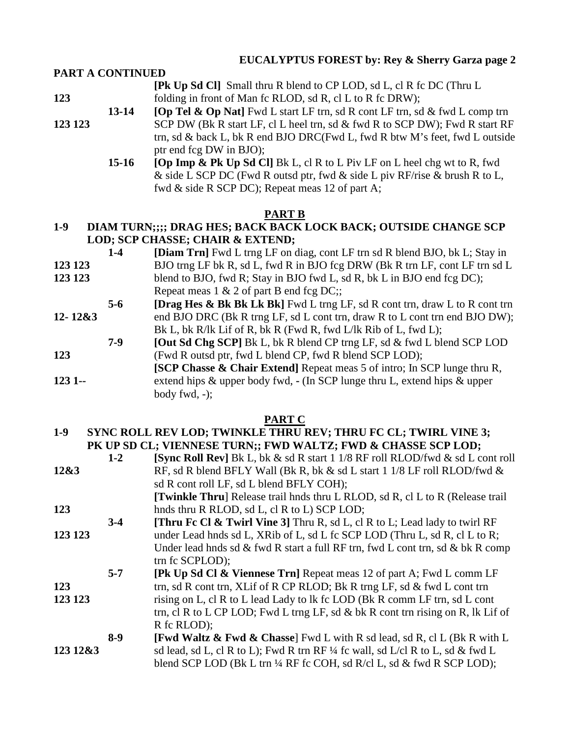**PART A CONTINUED**

123 — **[Pk Up Sd Cl]** Small thru R blend to CP LOD, sd L, cl R fc DC (Thru L folding in front of Man fc RLOD, sd R, cl L to R fc DRW);

**13-14** (123 123) — **[Op Tel & Op Nat]** Fwd L start LF trn, sd R cont LF trn, sd & fwd L comp trn SCP DW (Bk R start LF, cl L heel trn, sd & fwd R to SCP DW); Fwd R start RF trn, sd & back L, bk R end BJO DRC(Fwd L, fwd R btw M's feet, fwd L outside ptr end fcg DW in BJO);

**15-16** — **[Op Imp & Pk Up Sd Cl]** Bk L, cl R to L Piv LF on L heel chg wt to R, fwd & side L SCP DC (Fwd R outsd ptr, fwd & side L piv RF/rise & brush R to L, fwd & side R SCP DC); Repeat meas 12 of part A;

## PART B

**1-9 DIAM TURN;;;; DRAG HES; BACK BACK LOCK BACK; OUTSIDE CHANGE SCP LOD; SCP CHASSE; CHAIR & EXTEND;**

**1-4** (123 123 / 123 123) — **[Diam Trn]** Fwd L trng LF on diag, cont LF trn sd R blend BJO, bk L; Stay in BJO trng LF bk R, sd L, fwd R in BJO fcg DRW (Bk R trn LF, cont LF trn sd L blend to BJO, fwd R; Stay in BJO fwd L, sd R, bk L in BJO end fcg DC); Repeat meas 1 & 2 of part B end fcg DC;;

**5-6** (12- 12&3) — **[Drag Hes & Bk Bk Lk Bk]** Fwd L trng LF, sd R cont trn, draw L to R cont trn end BJO DRC (Bk R trng LF, sd L cont trn, draw R to L cont trn end BJO DW); Bk L, bk R/lk Lif of R, bk R (Fwd R, fwd L/lk Rib of L, fwd L);

**7-9** (123 / 123 1--) — **[Out Sd Chg SCP]** Bk L, bk R blend CP trng LF, sd & fwd L blend SCP LOD (Fwd R outsd ptr, fwd L blend CP, fwd R blend SCP LOD);
**[SCP Chasse & Chair Extend]** Repeat meas 5 of intro; In SCP lunge thru R, extend hips & upper body fwd, - (In SCP lunge thru L, extend hips & upper body fwd, -);

## PART C

**1-9 SYNC ROLL REV LOD; TWINKLE THRU REV; THRU FC CL; TWIRL VINE 3; PK UP SD CL; VIENNESE TURN;; FWD WALTZ; FWD & CHASSE SCP LOD;**

**1-2** (12&3 / 123) — **[Sync Roll Rev]** Bk L, bk & sd R start 1 1/8 RF roll RLOD/fwd & sd L cont roll RF, sd R blend BFLY Wall (Bk R, bk & sd L start 1 1/8 LF roll RLOD/fwd & sd R cont roll LF, sd L blend BFLY COH);
**[Twinkle Thru]** Release trail hnds thru L RLOD, sd R, cl L to R (Release trail hnds thru R RLOD, sd L, cl R to L) SCP LOD;

**3-4** (123 123) — **[Thru Fc Cl & Twirl Vine 3]** Thru R, sd L, cl R to L; Lead lady to twirl RF under Lead hnds sd L, XRib of L, sd L fc SCP LOD (Thru L, sd R, cl L to R; Under lead hnds sd & fwd R start a full RF trn, fwd L cont trn, sd & bk R comp trn fc SCPLOD);

**5-7** (123 / 123 123) — **[Pk Up Sd Cl & Viennese Trn]** Repeat meas 12 of part A; Fwd L comm LF trn, sd R cont trn, XLif of R CP RLOD; Bk R trng LF, sd & fwd L cont trn rising on L, cl R to L lead Lady to lk fc LOD (Bk R comm LF trn, sd L cont trn, cl R to L CP LOD; Fwd L trng LF, sd & bk R cont trn rising on R, lk Lif of R fc RLOD);

**8-9** (123 12&3) — **[Fwd Waltz & Fwd & Chasse]** Fwd L with R sd lead, sd R, cl L (Bk R with L sd lead, sd L, cl R to L); Fwd R trn RF ¼ fc wall, sd L/cl R to L, sd & fwd L blend SCP LOD (Bk L trn ¼ RF fc COH, sd R/cl L, sd & fwd R SCP LOD);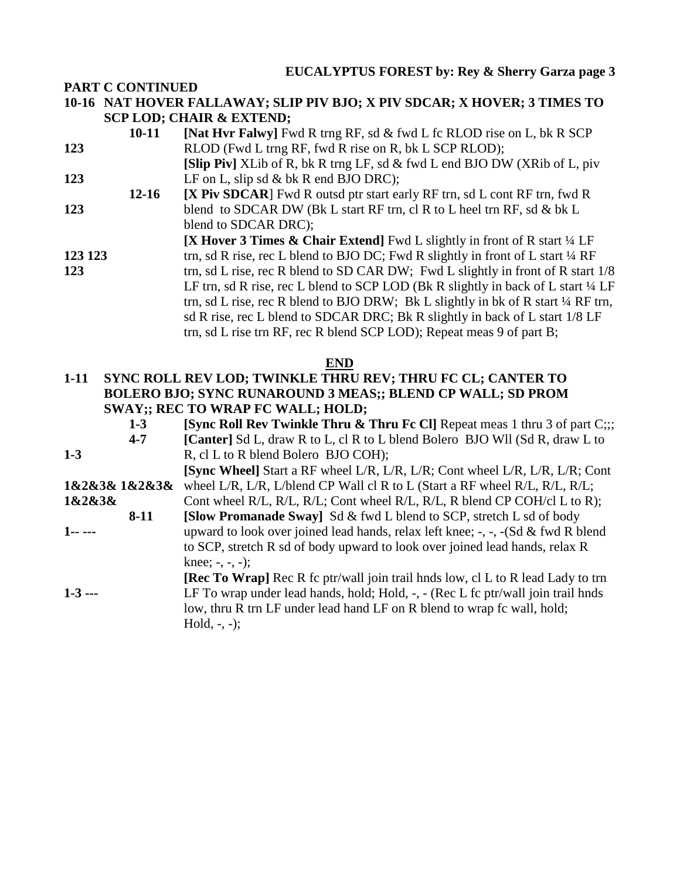**PART C CONTINUED**

**10-16 NAT HOVER FALLAWAY; SLIP PIV BJO; X PIV SDCAR; X HOVER; 3 TIMES TO SCP LOD; CHAIR & EXTEND;**

**10-11** **[Nat Hvr Falwy]** Fwd R trng RF, sd & fwd L fc RLOD rise on L, bk R SCP RLOD (Fwd L trng RF, fwd R rise on R, bk L SCP RLOD);
**123**

**123** **[Slip Piv]** XLib of R, bk R trng LF, sd & fwd L end BJO DW (XRib of L, piv LF on L, slip sd & bk R end BJO DRC);

**12-16** **[X Piv SDCAR]** Fwd R outsd ptr start early RF trn, sd L cont RF trn, fwd R blend to SDCAR DW (Bk L start RF trn, cl R to L heel trn RF, sd & bk L blend to SDCAR DRC);
**123**

**123 123**
**123**
**[X Hover 3 Times & Chair Extend]** Fwd L slightly in front of R start ¼ LF trn, sd R rise, rec L blend to BJO DC; Fwd R slightly in front of L start ¼ RF trn, sd L rise, rec R blend to SD CAR DW; Fwd L slightly in front of R start 1/8 LF trn, sd R rise, rec L blend to SCP LOD (Bk R slightly in back of L start ¼ LF trn, sd L rise, rec R blend to BJO DRW; Bk L slightly in bk of R start ¼ RF trn, sd R rise, rec L blend to SDCAR DRC; Bk R slightly in back of L start 1/8 LF trn, sd L rise trn RF, rec R blend SCP LOD); Repeat meas 9 of part B;

## END

**1-11 SYNC ROLL REV LOD; TWINKLE THRU REV; THRU FC CL; CANTER TO BOLERO BJO; SYNC RUNAROUND 3 MEAS;; BLEND CP WALL; SD PROM SWAY;; REC TO WRAP FC WALL; HOLD;**

**1-3** **[Sync Roll Rev Twinkle Thru & Thru Fc Cl]** Repeat meas 1 thru 3 of part C;;;

**4-7** **[Canter]** Sd L, draw R to L, cl R to L blend Bolero BJO Wll (Sd R, draw L to R, cl L to R blend Bolero BJO COH);
**1-3**

**1&2&3& 1&2&3&**
**1&2&3&**
**[Sync Wheel]** Start a RF wheel L/R, L/R, L/R; Cont wheel L/R, L/R, L/R; Cont wheel L/R, L/R, L/blend CP Wall cl R to L (Start a RF wheel R/L, R/L, R/L; Cont wheel R/L, R/L, R/L; Cont wheel R/L, R/L, R blend CP COH/cl L to R);

**8-11** **[Slow Promanade Sway]** Sd & fwd L blend to SCP, stretch L sd of body upward to look over joined lead hands, relax left knee; -, -, -(Sd & fwd R blend to SCP, stretch R sd of body upward to look over joined lead hands, relax R knee; -, -, -);
**1-- ---**

**1-3 ---** **[Rec To Wrap]** Rec R fc ptr/wall join trail hnds low, cl L to R lead Lady to trn LF To wrap under lead hands, hold; Hold, -, - (Rec L fc ptr/wall join trail hnds low, thru R trn LF under lead hand LF on R blend to wrap fc wall, hold; Hold, -, -);